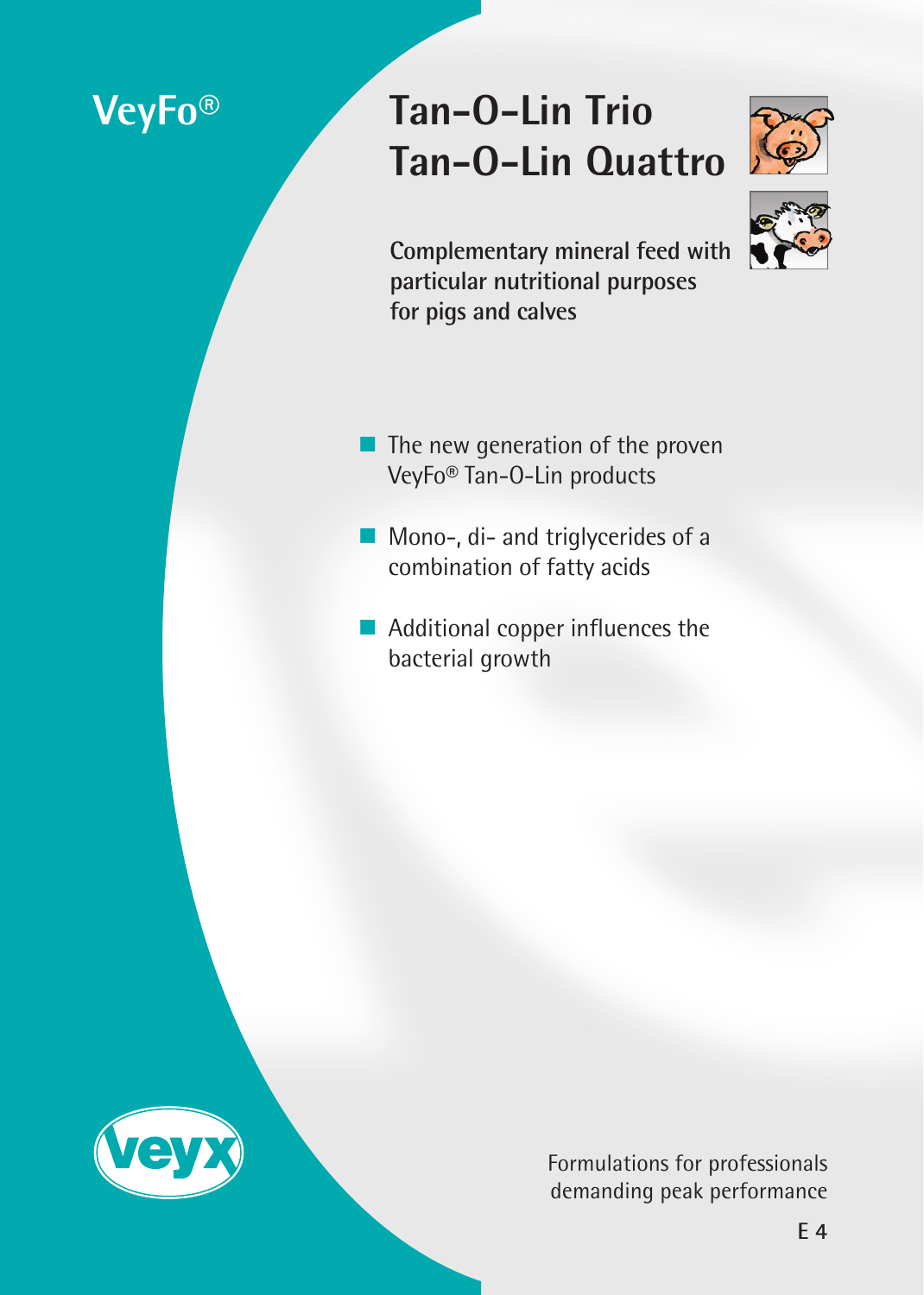VeyFo®

# Tan-O-Lin Trio
# Tan-O-Lin Quattro

**Complementary mineral feed with particular nutritional purposes for pigs and calves**

- The new generation of the proven VeyFo® Tan-O-Lin products
- Mono-, di- and triglycerides of a combination of fatty acids
- Additional copper influences the bacterial growth

veyx

Formulations for professionals demanding peak performance

E 4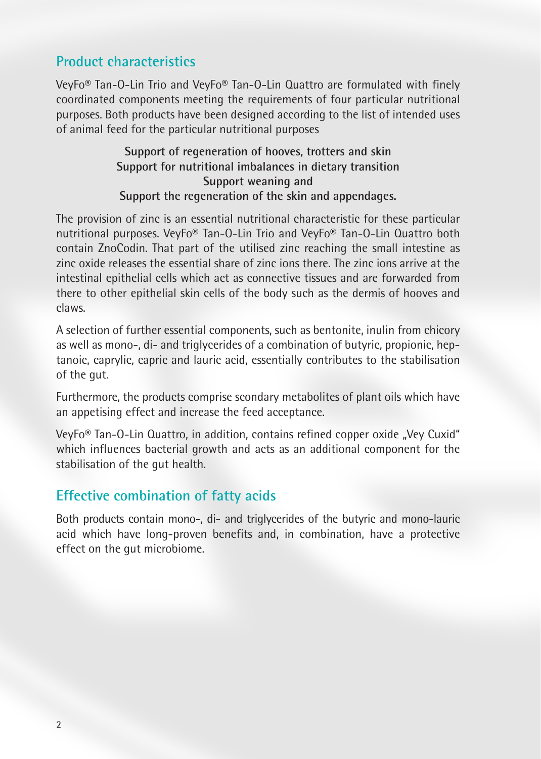## Product characteristics

VeyFo® Tan-O-Lin Trio and VeyFo® Tan-O-Lin Quattro are formulated with finely coordinated components meeting the requirements of four particular nutritional purposes. Both products have been designed according to the list of intended uses of animal feed for the particular nutritional purposes

**Support of regeneration of hooves, trotters and skin**
**Support for nutritional imbalances in dietary transition**
**Support weaning and**
**Support the regeneration of the skin and appendages.**

The provision of zinc is an essential nutritional characteristic for these particular nutritional purposes. VeyFo® Tan-O-Lin Trio and VeyFo® Tan-O-Lin Quattro both contain ZnoCodin. That part of the utilised zinc reaching the small intestine as zinc oxide releases the essential share of zinc ions there. The zinc ions arrive at the intestinal epithelial cells which act as connective tissues and are forwarded from there to other epithelial skin cells of the body such as the dermis of hooves and claws.

A selection of further essential components, such as bentonite, inulin from chicory as well as mono-, di- and triglycerides of a combination of butyric, propionic, heptanoic, caprylic, capric and lauric acid, essentially contributes to the stabilisation of the gut.

Furthermore, the products comprise scondary metabolites of plant oils which have an appetising effect and increase the feed acceptance.

VeyFo® Tan-O-Lin Quattro, in addition, contains refined copper oxide „Vey Cuxid" which influences bacterial growth and acts as an additional component for the stabilisation of the gut health.

## Effective combination of fatty acids

Both products contain mono-, di- and triglycerides of the butyric and mono-lauric acid which have long-proven benefits and, in combination, have a protective effect on the gut microbiome.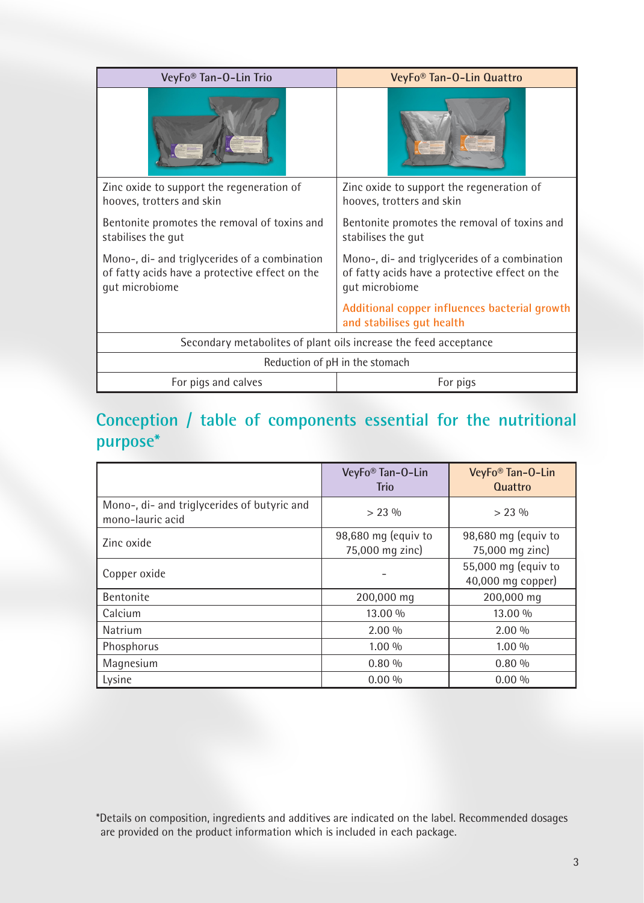| VeyFo® Tan-O-Lin Trio | VeyFo® Tan-O-Lin Quattro |
|---|---|
| Zinc oxide to support the regeneration of hooves, trotters and skin | Zinc oxide to support the regeneration of hooves, trotters and skin |
| Bentonite promotes the removal of toxins and stabilises the gut | Bentonite promotes the removal of toxins and stabilises the gut |
| Mono-, di- and triglycerides of a combination of fatty acids have a protective effect on the gut microbiome | Mono-, di- and triglycerides of a combination of fatty acids have a protective effect on the gut microbiome |
| | Additional copper influences bacterial growth and stabilises gut health |
| Secondary metabolites of plant oils increase the feed acceptance | |
| Reduction of pH in the stomach | |
| For pigs and calves | For pigs |

## Conception / table of components essential for the nutritional purpose*

| | VeyFo® Tan-O-Lin Trio | VeyFo® Tan-O-Lin Quattro |
|---|---|---|
| Mono-, di- and triglycerides of butyric and mono-lauric acid | > 23 % | > 23 % |
| Zinc oxide | 98,680 mg (equiv to 75,000 mg zinc) | 98,680 mg (equiv to 75,000 mg zinc) |
| Copper oxide | - | 55,000 mg (equiv to 40,000 mg copper) |
| Bentonite | 200,000 mg | 200,000 mg |
| Calcium | 13.00 % | 13.00 % |
| Natrium | 2.00 % | 2.00 % |
| Phosphorus | 1.00 % | 1.00 % |
| Magnesium | 0.80 % | 0.80 % |
| Lysine | 0.00 % | 0.00 % |

*Details on composition, ingredients and additives are indicated on the label. Recommended dosages are provided on the product information which is included in each package.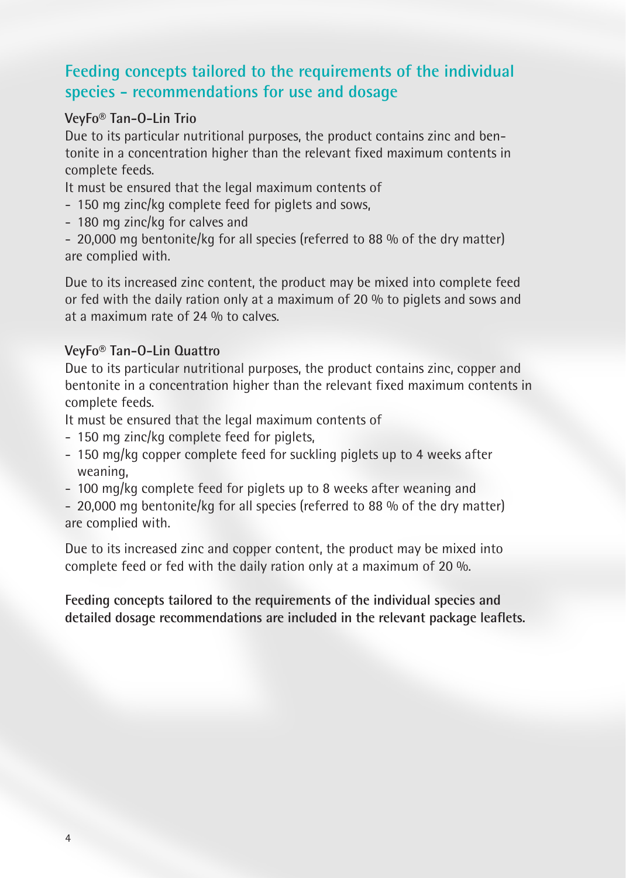## Feeding concepts tailored to the requirements of the individual species - recommendations for use and dosage

### VeyFo® Tan-O-Lin Trio

Due to its particular nutritional purposes, the product contains zinc and bentonite in a concentration higher than the relevant fixed maximum contents in complete feeds.

It must be ensured that the legal maximum contents of

- 150 mg zinc/kg complete feed for piglets and sows,
- 180 mg zinc/kg for calves and
- 20,000 mg bentonite/kg for all species (referred to 88 % of the dry matter)

are complied with.

Due to its increased zinc content, the product may be mixed into complete feed or fed with the daily ration only at a maximum of 20 % to piglets and sows and at a maximum rate of 24 % to calves.

### VeyFo® Tan-O-Lin Quattro

Due to its particular nutritional purposes, the product contains zinc, copper and bentonite in a concentration higher than the relevant fixed maximum contents in complete feeds.

It must be ensured that the legal maximum contents of

- 150 mg zinc/kg complete feed for piglets,
- 150 mg/kg copper complete feed for suckling piglets up to 4 weeks after weaning,
- 100 mg/kg complete feed for piglets up to 8 weeks after weaning and
- 20,000 mg bentonite/kg for all species (referred to 88 % of the dry matter)

are complied with.

Due to its increased zinc and copper content, the product may be mixed into complete feed or fed with the daily ration only at a maximum of 20 %.

**Feeding concepts tailored to the requirements of the individual species and detailed dosage recommendations are included in the relevant package leaflets.**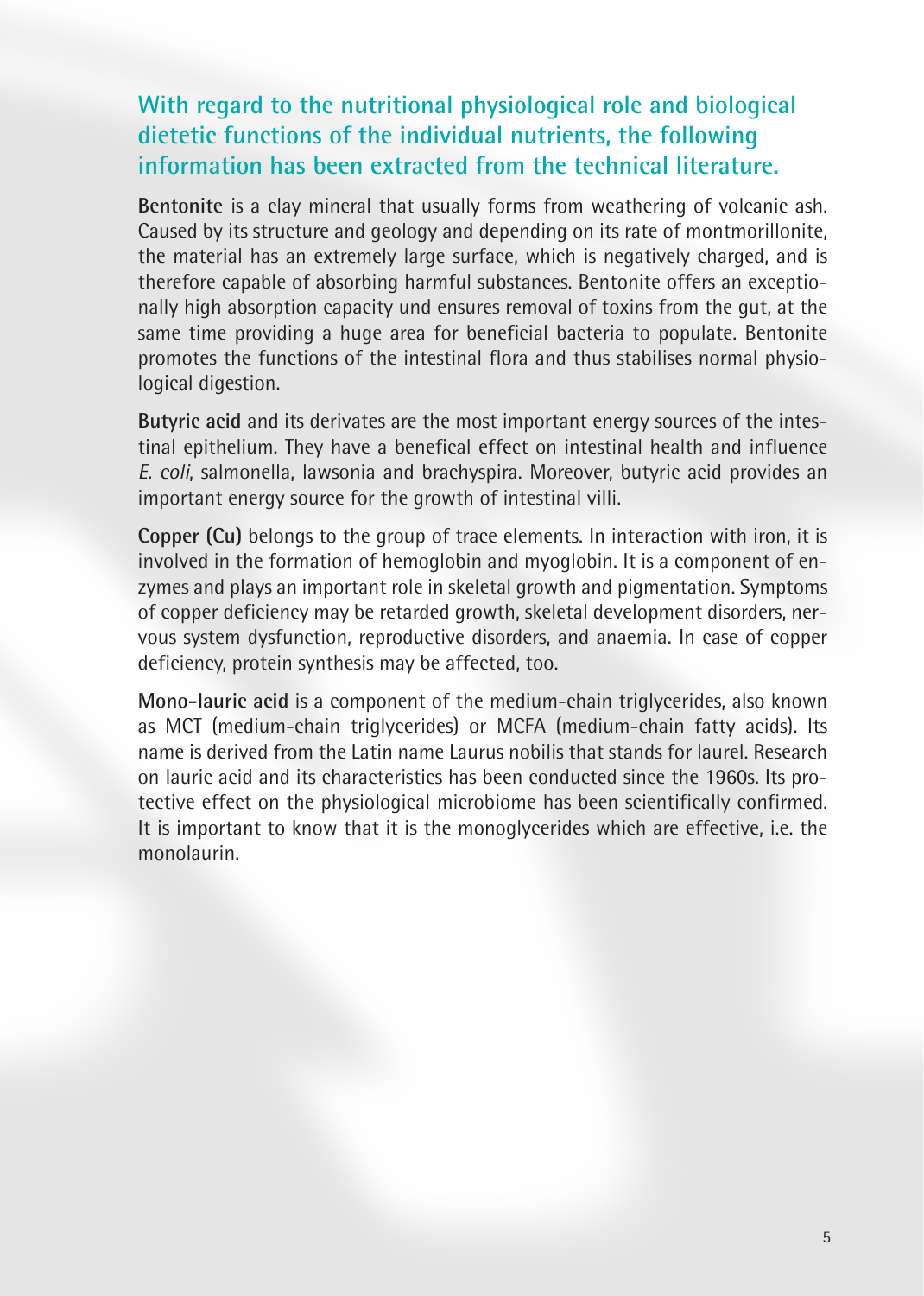## With regard to the nutritional physiological role and biological dietetic functions of the individual nutrients, the following information has been extracted from the technical literature.

**Bentonite** is a clay mineral that usually forms from weathering of volcanic ash. Caused by its structure and geology and depending on its rate of montmorillonite, the material has an extremely large surface, which is negatively charged, and is therefore capable of absorbing harmful substances. Bentonite offers an exceptionally high absorption capacity und ensures removal of toxins from the gut, at the same time providing a huge area for beneficial bacteria to populate. Bentonite promotes the functions of the intestinal flora and thus stabilises normal physiological digestion.

**Butyric acid** and its derivates are the most important energy sources of the intestinal epithelium. They have a benefical effect on intestinal health and influence *E. coli*, salmonella, lawsonia and brachyspira. Moreover, butyric acid provides an important energy source for the growth of intestinal villi.

**Copper (Cu)** belongs to the group of trace elements. In interaction with iron, it is involved in the formation of hemoglobin and myoglobin. It is a component of enzymes and plays an important role in skeletal growth and pigmentation. Symptoms of copper deficiency may be retarded growth, skeletal development disorders, nervous system dysfunction, reproductive disorders, and anaemia. In case of copper deficiency, protein synthesis may be affected, too.

**Mono-lauric acid** is a component of the medium-chain triglycerides, also known as MCT (medium-chain triglycerides) or MCFA (medium-chain fatty acids). Its name is derived from the Latin name Laurus nobilis that stands for laurel. Research on lauric acid and its characteristics has been conducted since the 1960s. Its protective effect on the physiological microbiome has been scientifically confirmed. It is important to know that it is the monoglycerides which are effective, i.e. the monolaurin.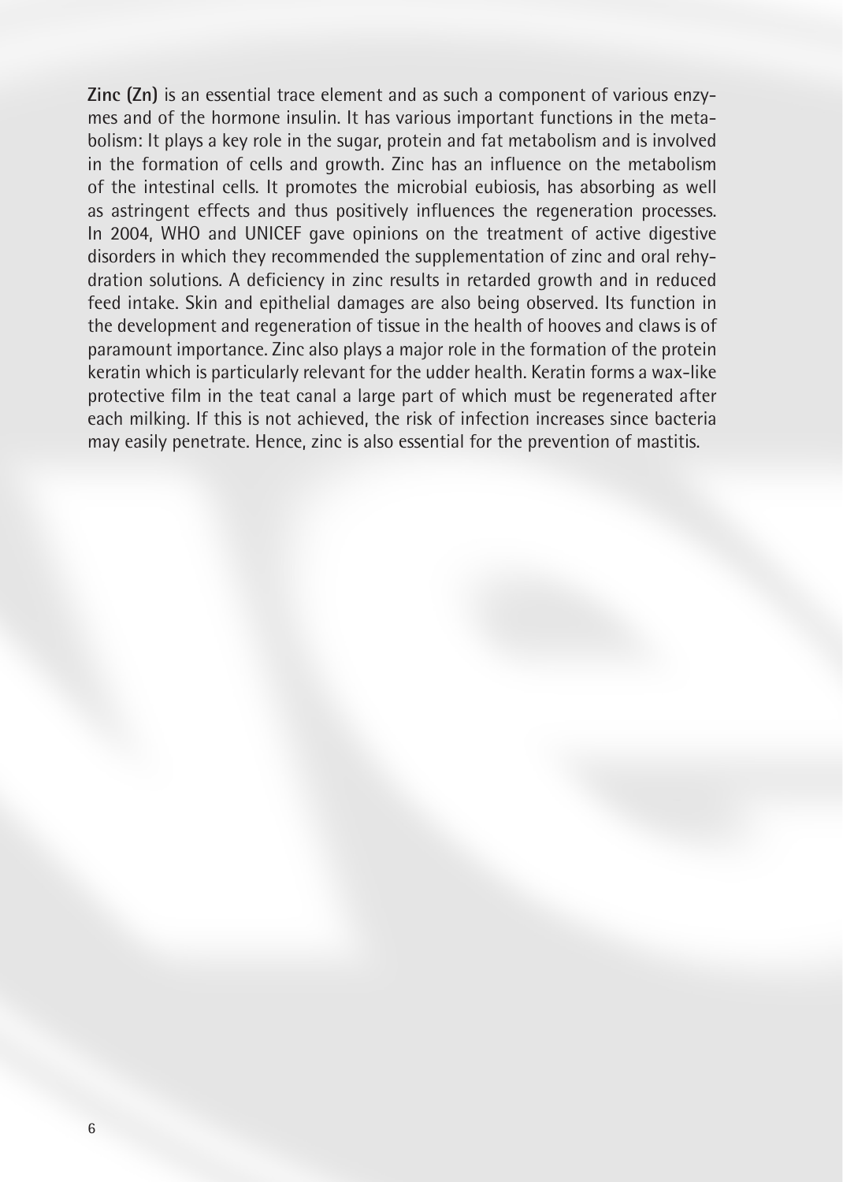**Zinc (Zn)** is an essential trace element and as such a component of various enzymes and of the hormone insulin. It has various important functions in the metabolism: It plays a key role in the sugar, protein and fat metabolism and is involved in the formation of cells and growth. Zinc has an influence on the metabolism of the intestinal cells. It promotes the microbial eubiosis, has absorbing as well as astringent effects and thus positively influences the regeneration processes. In 2004, WHO and UNICEF gave opinions on the treatment of active digestive disorders in which they recommended the supplementation of zinc and oral rehydration solutions. A deficiency in zinc results in retarded growth and in reduced feed intake. Skin and epithelial damages are also being observed. Its function in the development and regeneration of tissue in the health of hooves and claws is of paramount importance. Zinc also plays a major role in the formation of the protein keratin which is particularly relevant for the udder health. Keratin forms a wax-like protective film in the teat canal a large part of which must be regenerated after each milking. If this is not achieved, the risk of infection increases since bacteria may easily penetrate. Hence, zinc is also essential for the prevention of mastitis.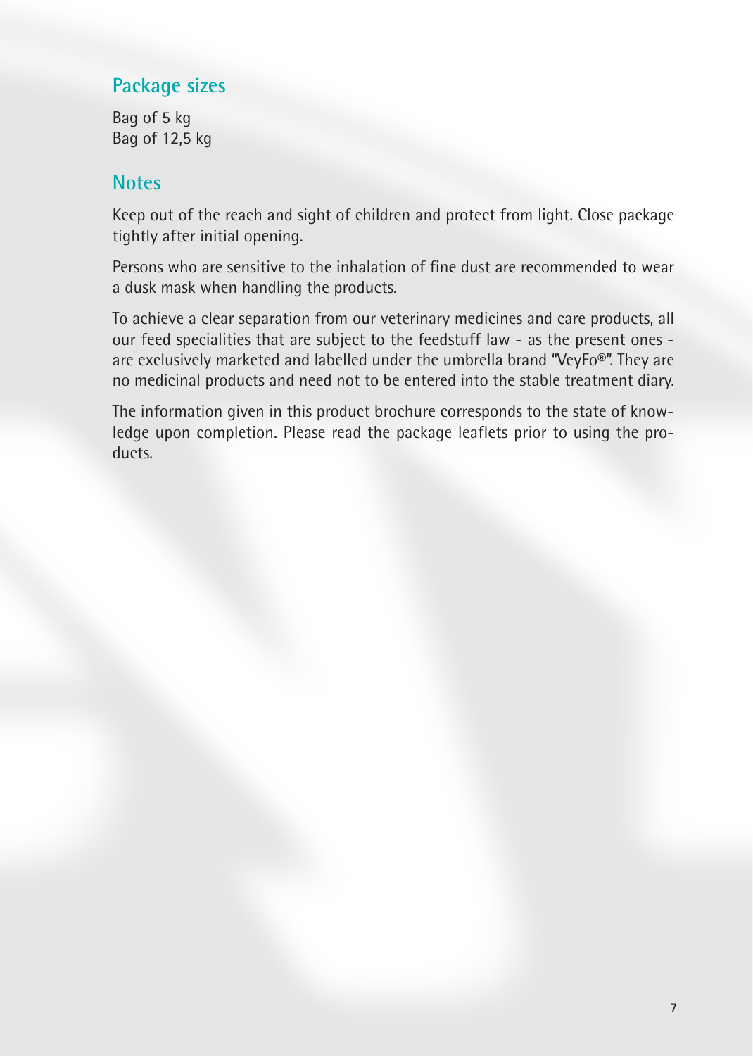## Package sizes

Bag of 5 kg
Bag of 12,5 kg

## Notes

Keep out of the reach and sight of children and protect from light. Close package tightly after initial opening.

Persons who are sensitive to the inhalation of fine dust are recommended to wear a dusk mask when handling the products.

To achieve a clear separation from our veterinary medicines and care products, all our feed specialities that are subject to the feedstuff law - as the present ones - are exclusively marketed and labelled under the umbrella brand "VeyFo®". They are no medicinal products and need not to be entered into the stable treatment diary.

The information given in this product brochure corresponds to the state of knowledge upon completion. Please read the package leaflets prior to using the products.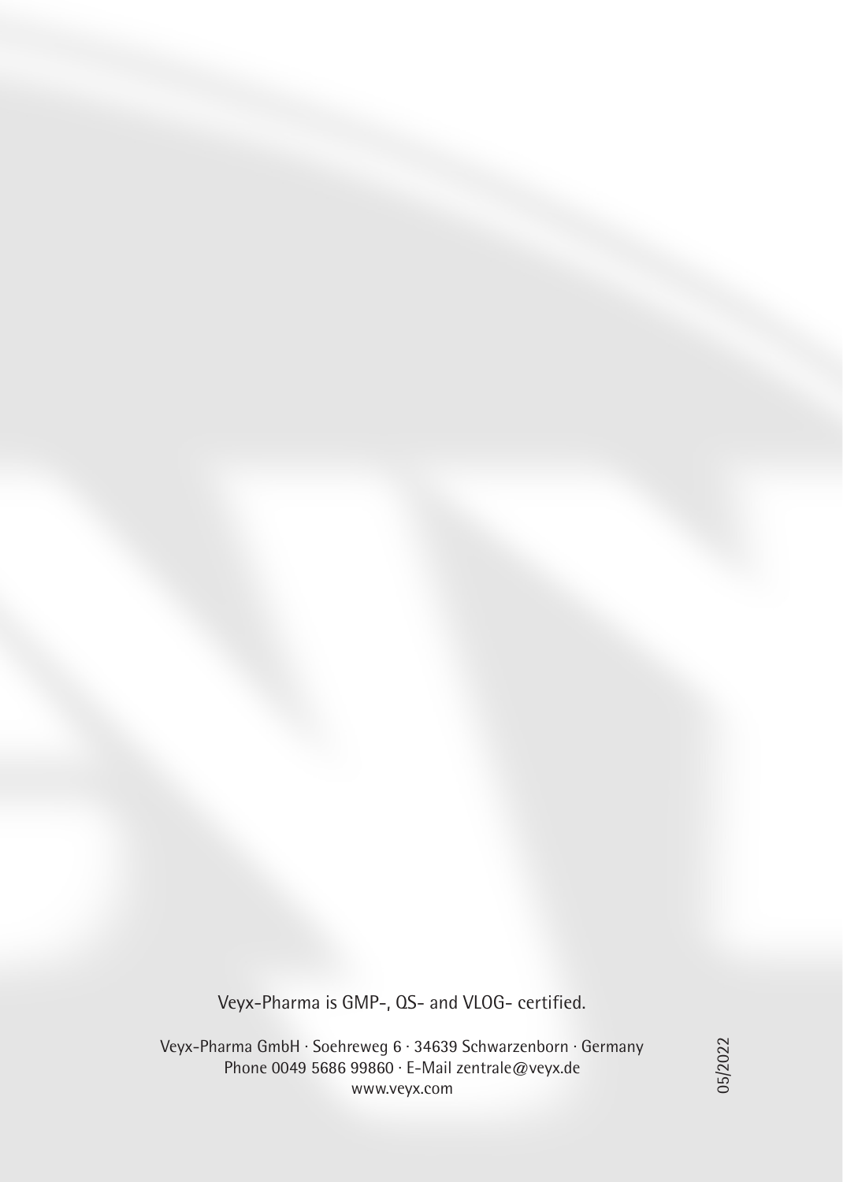Veyx-Pharma is GMP-, QS- and VLOG- certified.

Veyx-Pharma GmbH · Soehreweg 6 · 34639 Schwarzenborn · Germany
Phone 0049 5686 99860 · E-Mail zentrale@veyx.de
www.veyx.com

05/2022